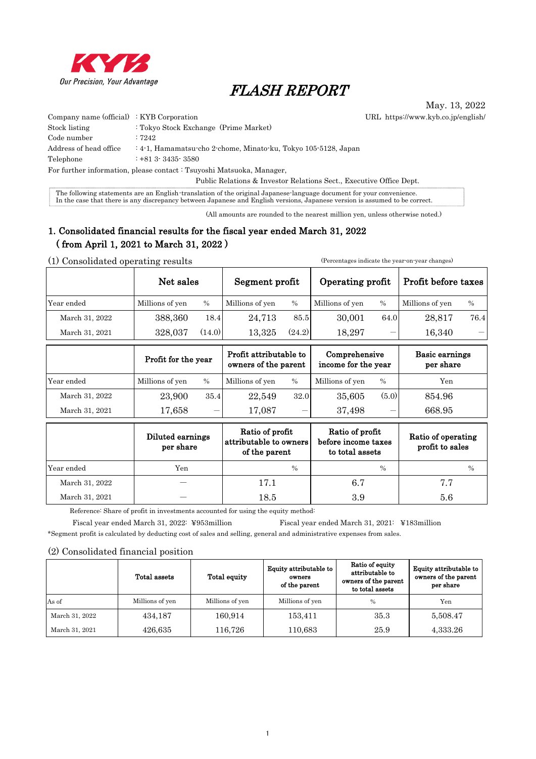KYB

*Our Precision, Your Advantage*

# *FLASH REPORT*

May. 13, 2022

Company name (official) : KYB Corporation　　URL https://www.kyb.co.jp/english/

Stock listing : Tokyo Stock Exchange (Prime Market)

Code number : 7242

Address of head office : 4-1, Hamamatsu-cho 2-chome, Minato-ku, Tokyo 105-5128, Japan

Telephone : +81 3- 3435- 3580

For further information, please contact : Tsuyoshi Matsuoka, Manager,

Public Relations & Investor Relations Sect., Executive Office Dept.

The following statements are an English-translation of the original Japanese-language document for your convenience.
In the case that there is any discrepancy between Japanese and English versions, Japanese version is assumed to be correct.

(All amounts are rounded to the nearest million yen, unless otherwise noted.)

## 1. Consolidated financial results for the fiscal year ended March 31, 2022 (from April 1, 2021 to March 31, 2022)

### (1) Consolidated operating results

(Percentages indicate the year-on-year changes)

| | Net sales | | Segment profit | | Operating profit | | Profit before taxes | |
|---|---|---|---|---|---|---|---|---|
| Year ended | Millions of yen | % | Millions of yen | % | Millions of yen | % | Millions of yen | % |
| March 31, 2022 | 388,360 | 18.4 | 24,713 | 85.5 | 30,001 | 64.0 | 28,817 | 76.4 |
| March 31, 2021 | 328,037 | (14.0) | 13,325 | (24.2) | 18,297 | — | 16,340 | — |

| | Profit for the year | | Profit attributable to owners of the parent | | Comprehensive income for the year | | Basic earnings per share |
|---|---|---|---|---|---|---|---|
| Year ended | Millions of yen | % | Millions of yen | % | Millions of yen | % | Yen |
| March 31, 2022 | 23,900 | 35.4 | 22,549 | 32.0 | 35,605 | (5.0) | 854.96 |
| March 31, 2021 | 17,658 | — | 17,087 | — | 37,498 | — | 668.95 |

| | Diluted earnings per share | Ratio of profit attributable to owners of the parent | Ratio of profit before income taxes to total assets | Ratio of operating profit to sales |
|---|---|---|---|---|
| Year ended | Yen | % | % | % |
| March 31, 2022 | — | 17.1 | 6.7 | 7.7 |
| March 31, 2021 | — | 18.5 | 3.9 | 5.6 |

Reference: Share of profit in investments accounted for using the equity method:

Fiscal year ended March 31, 2022: ¥953million　　Fiscal year ended March 31, 2021: ¥183million

*Segment profit is calculated by deducting cost of sales and selling, general and administrative expenses from sales.

### (2) Consolidated financial position

| | Total assets | Total equity | Equity attributable to owners of the parent | Ratio of equity attributable to owners of the parent to total assets | Equity attributable to owners of the parent per share |
|---|---|---|---|---|---|
| As of | Millions of yen | Millions of yen | Millions of yen | % | Yen |
| March 31, 2022 | 434,187 | 160,914 | 153,411 | 35.3 | 5,508.47 |
| March 31, 2021 | 426,635 | 116,726 | 110,683 | 25.9 | 4,333.26 |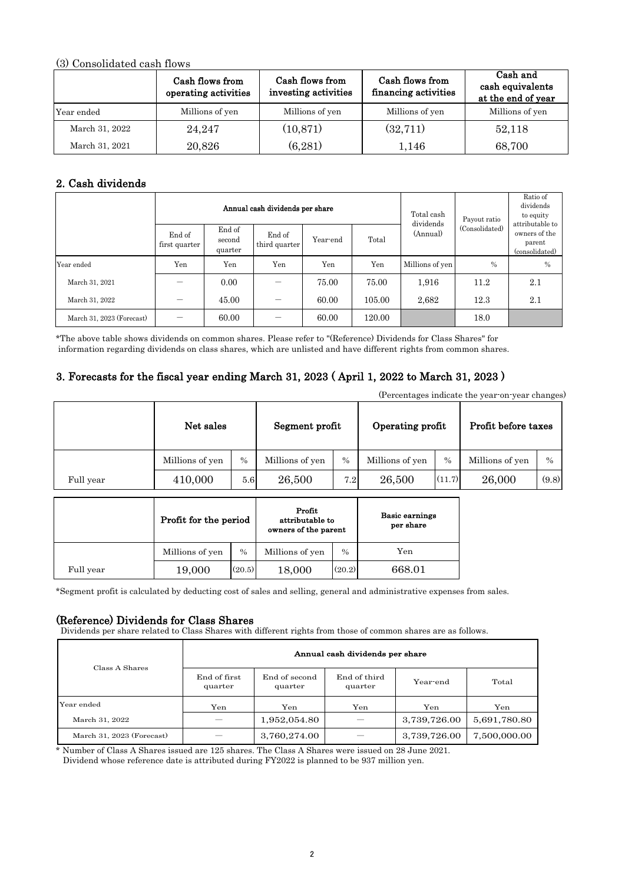(3) Consolidated cash flows

| | Cash flows from operating activities | Cash flows from investing activities | Cash flows from financing activities | Cash and cash equivalents at the end of year |
|---|---|---|---|---|
| Year ended | Millions of yen | Millions of yen | Millions of yen | Millions of yen |
| March 31, 2022 | 24,247 | (10,871) | (32,711) | 52,118 |
| March 31, 2021 | 20,826 | (6,281) | 1,146 | 68,700 |

## 2. Cash dividends

| | Annual cash dividends per share | | | | | Total cash dividends (Annual) | Payout ratio (Consolidated) | Ratio of dividends to equity attributable to owners of the parent (consolidated) |
|---|---|---|---|---|---|---|---|---|
| | End of first quarter | End of second quarter | End of third quarter | Year-end | Total | | | |
| Year ended | Yen | Yen | Yen | Yen | Yen | Millions of yen | % | % |
| March 31, 2021 | － | 0.00 | － | 75.00 | 75.00 | 1,916 | 11.2 | 2.1 |
| March 31, 2022 | － | 45.00 | － | 60.00 | 105.00 | 2,682 | 12.3 | 2.1 |
| March 31, 2023 (Forecast) | － | 60.00 | － | 60.00 | 120.00 | | 18.0 | |

*The above table shows dividends on common shares. Please refer to "(Reference) Dividends for Class Shares" for information regarding dividends on class shares, which are unlisted and have different rights from common shares.

## 3. Forecasts for the fiscal year ending March 31, 2023 ( April 1, 2022 to March 31, 2023 )

(Percentages indicate the year-on-year changes)

| | Net sales | | Segment profit | | Operating profit | | Profit before taxes | |
|---|---|---|---|---|---|---|---|---|
| | Millions of yen | % | Millions of yen | % | Millions of yen | % | Millions of yen | % |
| Full year | 410,000 | 5.6 | 26,500 | 7.2 | 26,500 | (11.7) | 26,000 | (9.8) |

| | Profit for the period | | Profit attributable to owners of the parent | | Basic earnings per share |
|---|---|---|---|---|---|
| | Millions of yen | % | Millions of yen | % | Yen |
| Full year | 19,000 | (20.5) | 18,000 | (20.2) | 668.01 |

*Segment profit is calculated by deducting cost of sales and selling, general and administrative expenses from sales.

## (Reference) Dividends for Class Shares

Dividends per share related to Class Shares with different rights from those of common shares are as follows.

| Class A Shares | Annual cash dividends per share | | | | |
|---|---|---|---|---|---|
| | End of first quarter | End of second quarter | End of third quarter | Year-end | Total |
| Year ended | Yen | Yen | Yen | Yen | Yen |
| March 31, 2022 | － | 1,952,054.80 | － | 3,739,726.00 | 5,691,780.80 |
| March 31, 2023 (Forecast) | － | 3,760,274.00 | － | 3,739,726.00 | 7,500,000.00 |

* Number of Class A Shares issued are 125 shares. The Class A Shares were issued on 28 June 2021.
Dividend whose reference date is attributed during FY2022 is planned to be 937 million yen.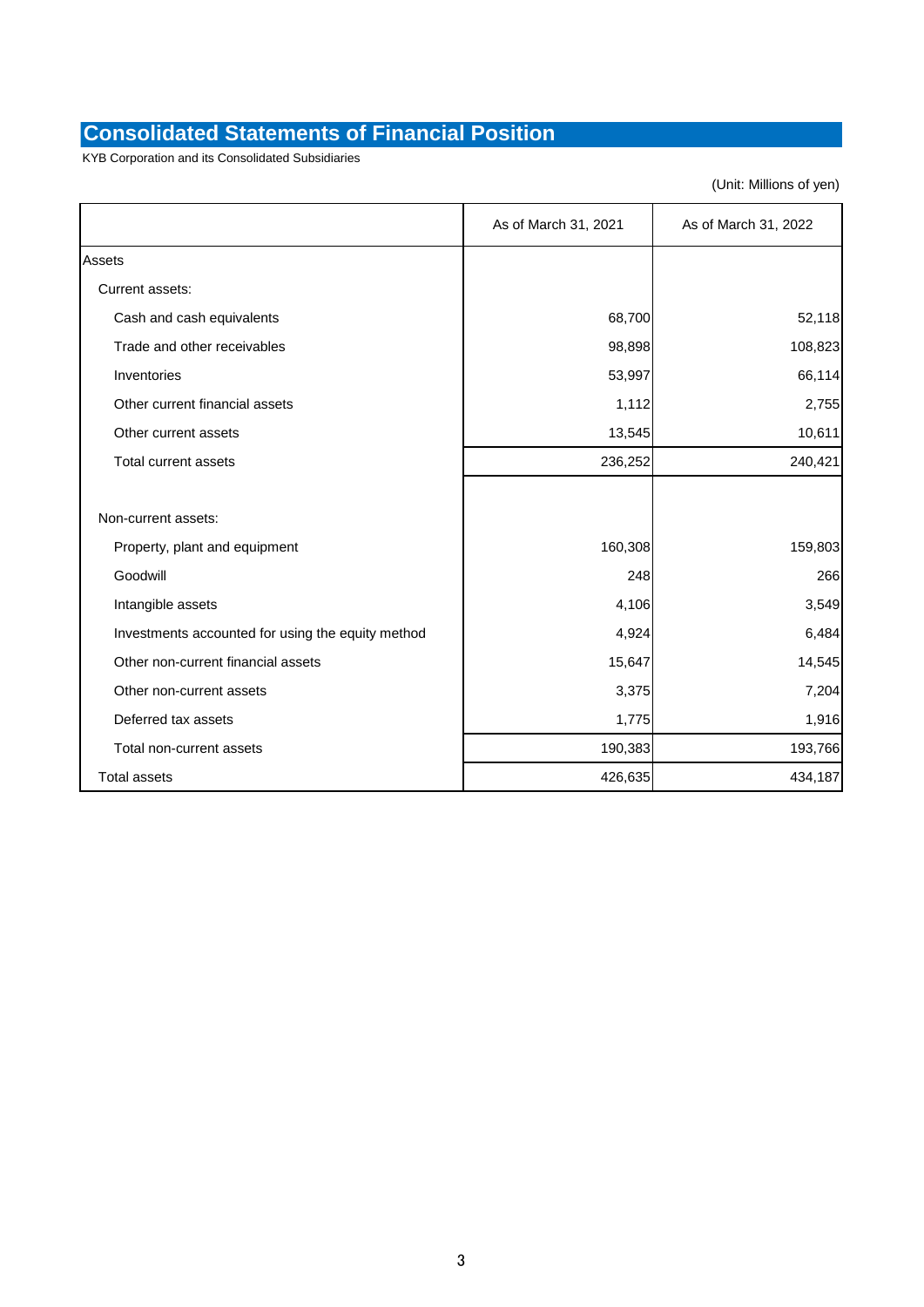# Consolidated Statements of Financial Position

KYB Corporation and its Consolidated Subsidiaries

(Unit: Millions of yen)

| | As of March 31, 2021 | As of March 31, 2022 |
|---|---|---|
| Assets | | |
| Current assets: | | |
| Cash and cash equivalents | 68,700 | 52,118 |
| Trade and other receivables | 98,898 | 108,823 |
| Inventories | 53,997 | 66,114 |
| Other current financial assets | 1,112 | 2,755 |
| Other current assets | 13,545 | 10,611 |
| Total current assets | 236,252 | 240,421 |
| | | |
| Non-current assets: | | |
| Property, plant and equipment | 160,308 | 159,803 |
| Goodwill | 248 | 266 |
| Intangible assets | 4,106 | 3,549 |
| Investments accounted for using the equity method | 4,924 | 6,484 |
| Other non-current financial assets | 15,647 | 14,545 |
| Other non-current assets | 3,375 | 7,204 |
| Deferred tax assets | 1,775 | 1,916 |
| Total non-current assets | 190,383 | 193,766 |
| Total assets | 426,635 | 434,187 |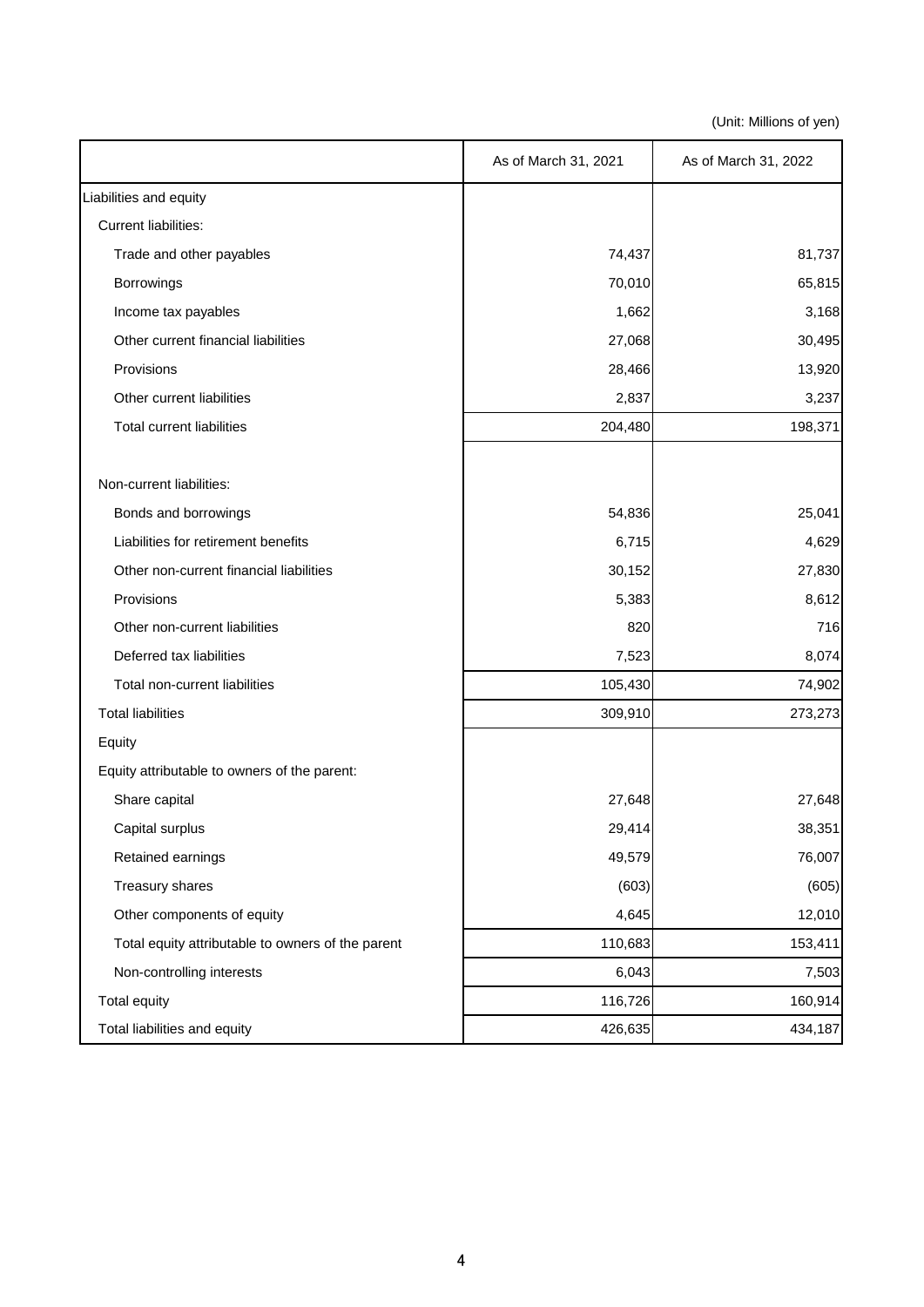(Unit: Millions of yen)

| | As of March 31, 2021 | As of March 31, 2022 |
|---|---|---|
| Liabilities and equity | | |
| Current liabilities: | | |
| Trade and other payables | 74,437 | 81,737 |
| Borrowings | 70,010 | 65,815 |
| Income tax payables | 1,662 | 3,168 |
| Other current financial liabilities | 27,068 | 30,495 |
| Provisions | 28,466 | 13,920 |
| Other current liabilities | 2,837 | 3,237 |
| Total current liabilities | 204,480 | 198,371 |
| | | |
| Non-current liabilities: | | |
| Bonds and borrowings | 54,836 | 25,041 |
| Liabilities for retirement benefits | 6,715 | 4,629 |
| Other non-current financial liabilities | 30,152 | 27,830 |
| Provisions | 5,383 | 8,612 |
| Other non-current liabilities | 820 | 716 |
| Deferred tax liabilities | 7,523 | 8,074 |
| Total non-current liabilities | 105,430 | 74,902 |
| Total liabilities | 309,910 | 273,273 |
| Equity | | |
| Equity attributable to owners of the parent: | | |
| Share capital | 27,648 | 27,648 |
| Capital surplus | 29,414 | 38,351 |
| Retained earnings | 49,579 | 76,007 |
| Treasury shares | (603) | (605) |
| Other components of equity | 4,645 | 12,010 |
| Total equity attributable to owners of the parent | 110,683 | 153,411 |
| Non-controlling interests | 6,043 | 7,503 |
| Total equity | 116,726 | 160,914 |
| Total liabilities and equity | 426,635 | 434,187 |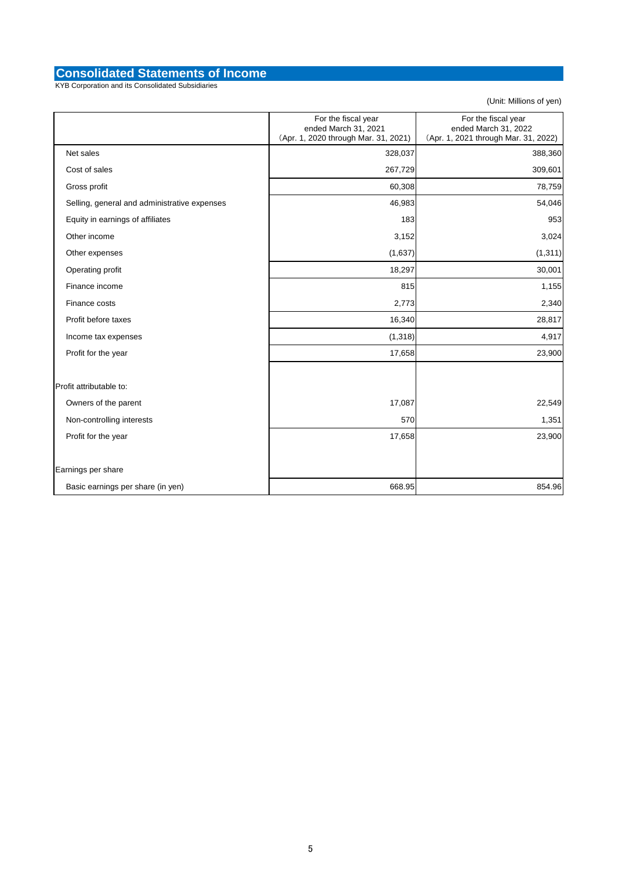# Consolidated Statements of Income

KYB Corporation and its Consolidated Subsidiaries

(Unit: Millions of yen)

| | For the fiscal year ended March 31, 2021 (Apr. 1, 2020 through Mar. 31, 2021) | For the fiscal year ended March 31, 2022 (Apr. 1, 2021 through Mar. 31, 2022) |
|---|---|---|
| Net sales | 328,037 | 388,360 |
| Cost of sales | 267,729 | 309,601 |
| Gross profit | 60,308 | 78,759 |
| Selling, general and administrative expenses | 46,983 | 54,046 |
| Equity in earnings of affiliates | 183 | 953 |
| Other income | 3,152 | 3,024 |
| Other expenses | (1,637) | (1,311) |
| Operating profit | 18,297 | 30,001 |
| Finance income | 815 | 1,155 |
| Finance costs | 2,773 | 2,340 |
| Profit before taxes | 16,340 | 28,817 |
| Income tax expenses | (1,318) | 4,917 |
| Profit for the year | 17,658 | 23,900 |
| | | |
| Profit attributable to: | | |
| Owners of the parent | 17,087 | 22,549 |
| Non-controlling interests | 570 | 1,351 |
| Profit for the year | 17,658 | 23,900 |
| | | |
| Earnings per share | | |
| Basic earnings per share (in yen) | 668.95 | 854.96 |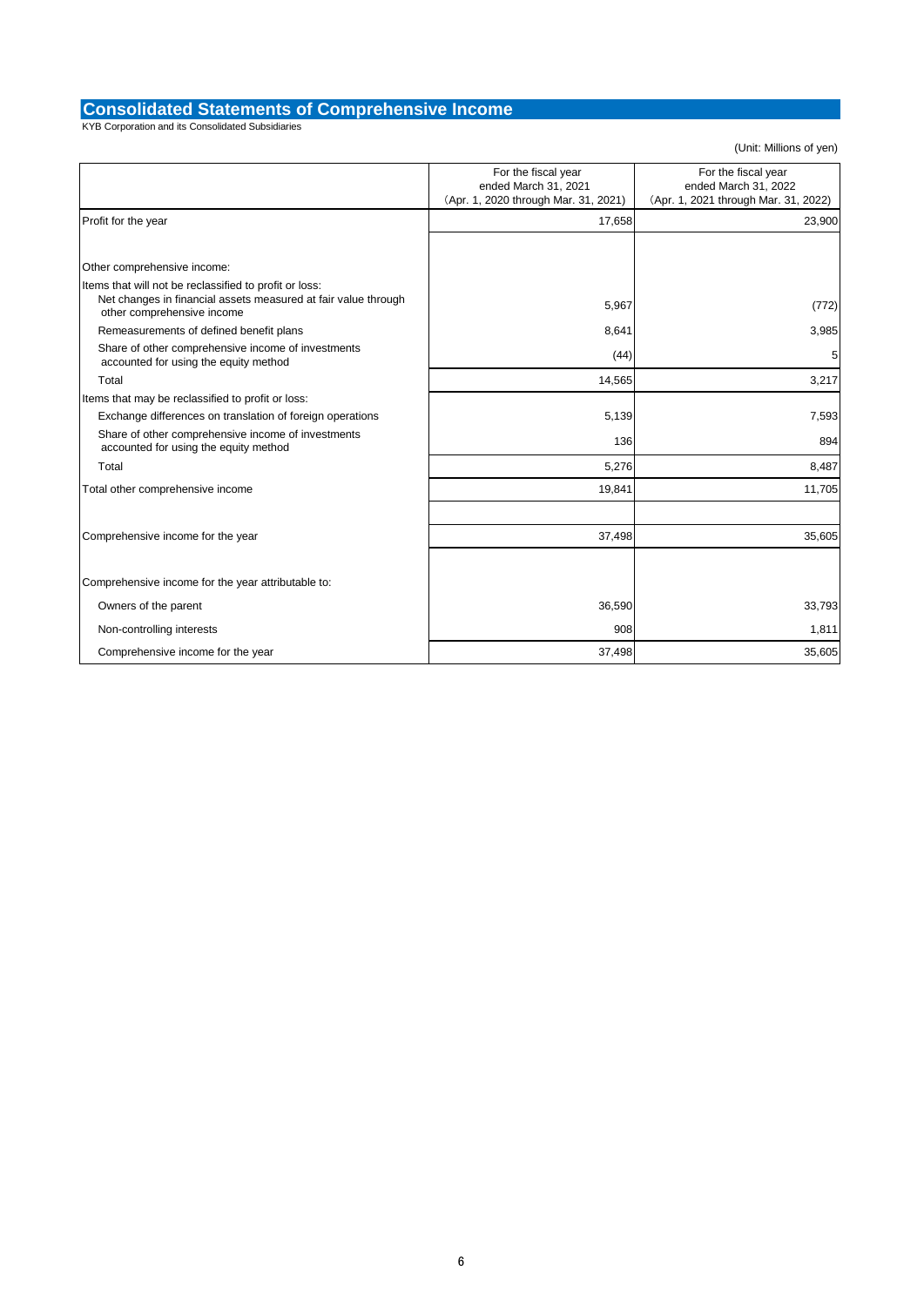# Consolidated Statements of Comprehensive Income

KYB Corporation and its Consolidated Subsidiaries

(Unit: Millions of yen)

| | For the fiscal year ended March 31, 2021 (Apr. 1, 2020 through Mar. 31, 2021) | For the fiscal year ended March 31, 2022 (Apr. 1, 2021 through Mar. 31, 2022) |
|---|---|---|
| Profit for the year | 17,658 | 23,900 |
| | | |
| Other comprehensive income: | | |
| Items that will not be reclassified to profit or loss: | | |
| Net changes in financial assets measured at fair value through other comprehensive income | 5,967 | (772) |
| Remeasurements of defined benefit plans | 8,641 | 3,985 |
| Share of other comprehensive income of investments accounted for using the equity method | (44) | 5 |
| Total | 14,565 | 3,217 |
| Items that may be reclassified to profit or loss: | | |
| Exchange differences on translation of foreign operations | 5,139 | 7,593 |
| Share of other comprehensive income of investments accounted for using the equity method | 136 | 894 |
| Total | 5,276 | 8,487 |
| Total other comprehensive income | 19,841 | 11,705 |
| | | |
| Comprehensive income for the year | 37,498 | 35,605 |
| | | |
| Comprehensive income for the year attributable to: | | |
| Owners of the parent | 36,590 | 33,793 |
| Non-controlling interests | 908 | 1,811 |
| Comprehensive income for the year | 37,498 | 35,605 |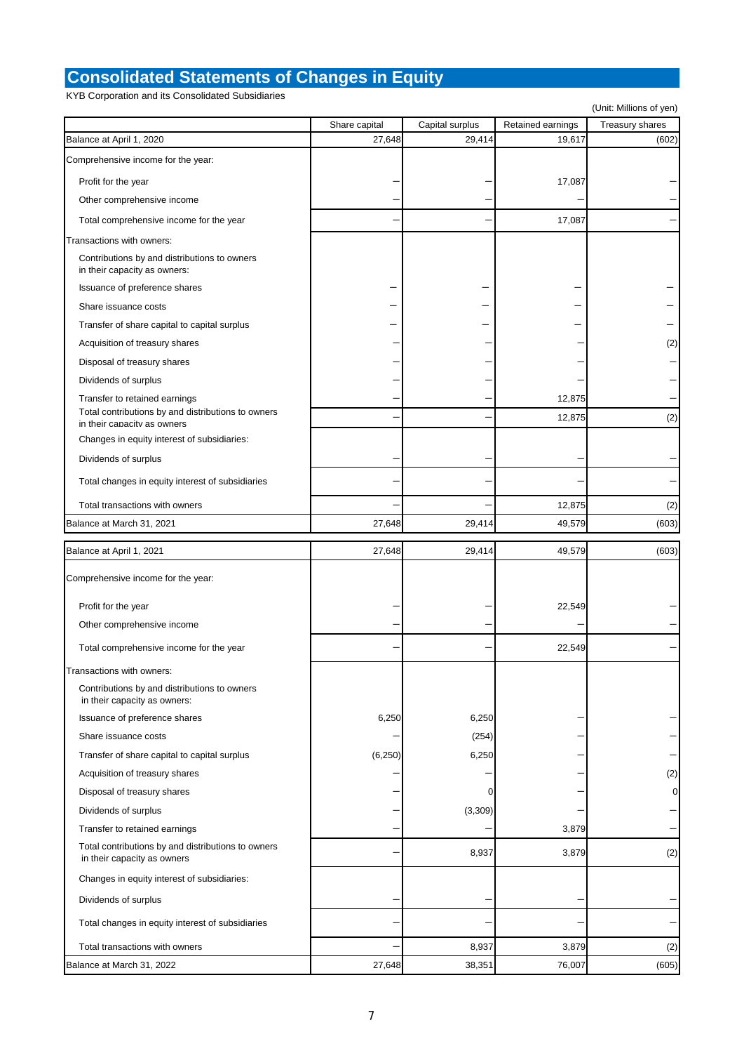# Consolidated Statements of Changes in Equity

KYB Corporation and its Consolidated Subsidiaries

(Unit: Millions of yen)

| | Share capital | Capital surplus | Retained earnings | Treasury shares |
|---|---|---|---|---|
| Balance at April 1, 2020 | 27,648 | 29,414 | 19,617 | (602) |
| Comprehensive income for the year: | | | | |
| Profit for the year | – | – | 17,087 | – |
| Other comprehensive income | – | – | – | – |
| Total comprehensive income for the year | – | – | 17,087 | – |
| Transactions with owners: | | | | |
| Contributions by and distributions to owners in their capacity as owners: | | | | |
| Issuance of preference shares | – | – | – | – |
| Share issuance costs | – | – | – | – |
| Transfer of share capital to capital surplus | – | – | – | – |
| Acquisition of treasury shares | – | – | – | (2) |
| Disposal of treasury shares | – | – | – | – |
| Dividends of surplus | – | – | – | – |
| Transfer to retained earnings | – | – | 12,875 | – |
| Total contributions by and distributions to owners in their capacity as owners | – | – | 12,875 | (2) |
| Changes in equity interest of subsidiaries: | | | | |
| Dividends of surplus | – | – | – | – |
| Total changes in equity interest of subsidiaries | – | – | – | – |
| Total transactions with owners | – | – | 12,875 | (2) |
| Balance at March 31, 2021 | 27,648 | 29,414 | 49,579 | (603) |

| | Share capital | Capital surplus | Retained earnings | Treasury shares |
|---|---|---|---|---|
| Balance at April 1, 2021 | 27,648 | 29,414 | 49,579 | (603) |
| Comprehensive income for the year: | | | | |
| Profit for the year | – | – | 22,549 | – |
| Other comprehensive income | – | – | – | – |
| Total comprehensive income for the year | – | – | 22,549 | – |
| Transactions with owners: | | | | |
| Contributions by and distributions to owners in their capacity as owners: | | | | |
| Issuance of preference shares | 6,250 | 6,250 | – | – |
| Share issuance costs | – | (254) | – | – |
| Transfer of share capital to capital surplus | (6,250) | 6,250 | – | – |
| Acquisition of treasury shares | – | – | – | (2) |
| Disposal of treasury shares | – | 0 | – | 0 |
| Dividends of surplus | – | (3,309) | – | – |
| Transfer to retained earnings | – | – | 3,879 | – |
| Total contributions by and distributions to owners in their capacity as owners | – | 8,937 | 3,879 | (2) |
| Changes in equity interest of subsidiaries: | | | | |
| Dividends of surplus | – | – | – | – |
| Total changes in equity interest of subsidiaries | – | – | – | – |
| Total transactions with owners | – | 8,937 | 3,879 | (2) |
| Balance at March 31, 2022 | 27,648 | 38,351 | 76,007 | (605) |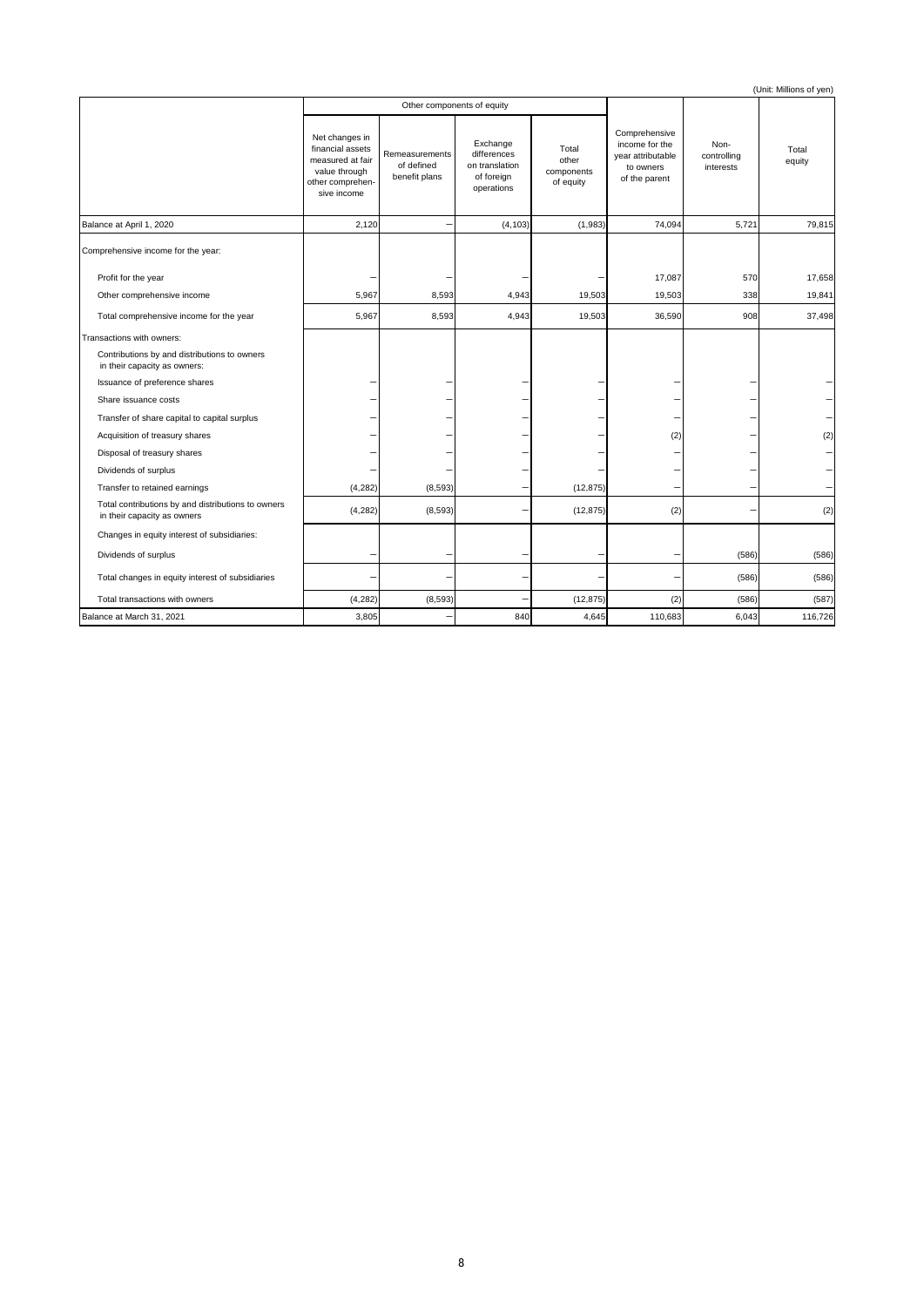(Unit: Millions of yen)

| | Other components of equity | | | | | | |
|---|---|---|---|---|---|---|---|
| | Net changes in financial assets measured at fair value through other comprehensive income | Remeasurements of defined benefit plans | Exchange differences on translation of foreign operations | Total other components of equity | Comprehensive income for the year attributable to owners of the parent | Non-controlling interests | Total equity |
| Balance at April 1, 2020 | 2,120 | – | (4,103) | (1,983) | 74,094 | 5,721 | 79,815 |
| Comprehensive income for the year: | | | | | | | |
| Profit for the year | – | – | – | – | 17,087 | 570 | 17,658 |
| Other comprehensive income | 5,967 | 8,593 | 4,943 | 19,503 | 19,503 | 338 | 19,841 |
| Total comprehensive income for the year | 5,967 | 8,593 | 4,943 | 19,503 | 36,590 | 908 | 37,498 |
| Transactions with owners: | | | | | | | |
| Contributions by and distributions to owners in their capacity as owners: | | | | | | | |
| Issuance of preference shares | – | – | – | – | – | – | – |
| Share issuance costs | – | – | – | – | – | – | – |
| Transfer of share capital to capital surplus | – | – | – | – | – | – | – |
| Acquisition of treasury shares | – | – | – | – | (2) | – | (2) |
| Disposal of treasury shares | – | – | – | – | – | – | – |
| Dividends of surplus | – | – | – | – | – | – | – |
| Transfer to retained earnings | (4,282) | (8,593) | – | (12,875) | – | – | – |
| Total contributions by and distributions to owners in their capacity as owners | (4,282) | (8,593) | – | (12,875) | (2) | – | (2) |
| Changes in equity interest of subsidiaries: | | | | | | | |
| Dividends of surplus | – | – | – | – | – | (586) | (586) |
| Total changes in equity interest of subsidiaries | – | – | – | – | – | (586) | (586) |
| Total transactions with owners | (4,282) | (8,593) | – | (12,875) | (2) | (586) | (587) |
| Balance at March 31, 2021 | 3,805 | – | 840 | 4,645 | 110,683 | 6,043 | 116,726 |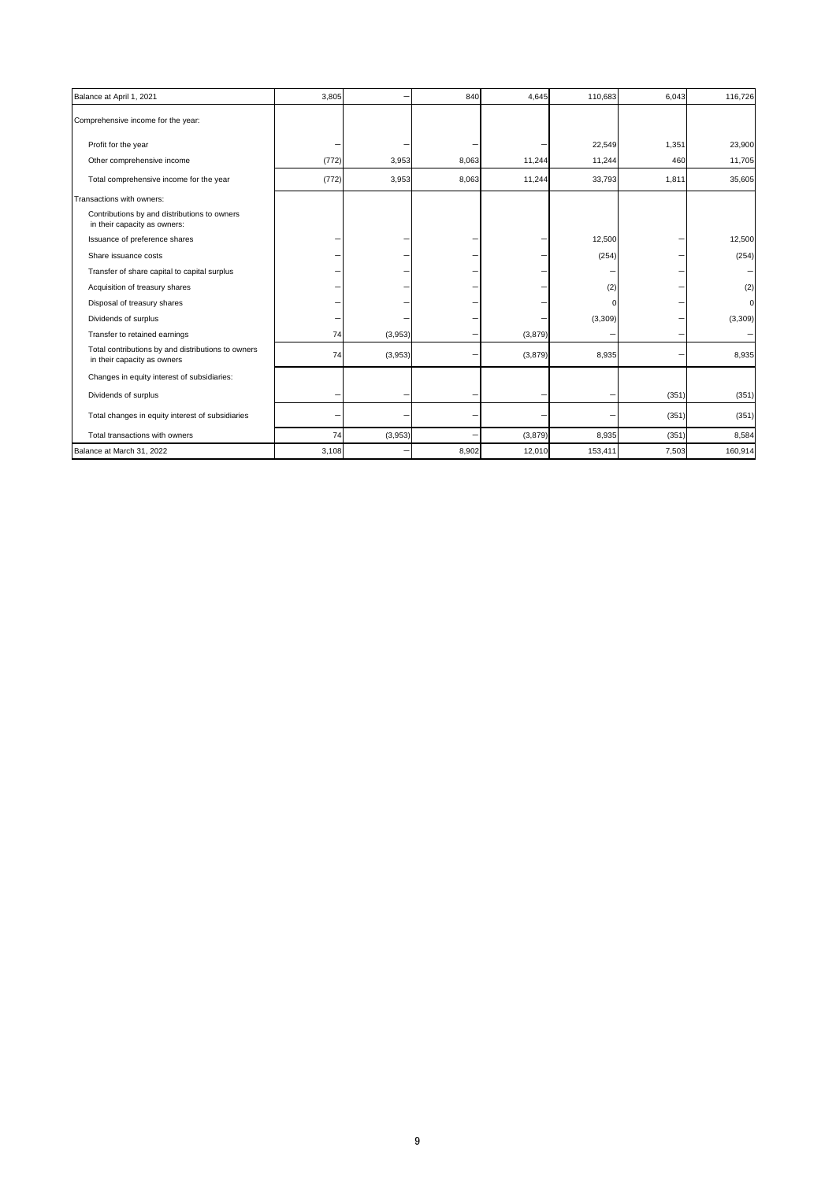| | | | | | | | |
|---|---|---|---|---|---|---|---|
| Balance at April 1, 2021 | 3,805 | – | 840 | 4,645 | 110,683 | 6,043 | 116,726 |
| Comprehensive income for the year: | | | | | | | |
| Profit for the year | – | – | – | – | 22,549 | 1,351 | 23,900 |
| Other comprehensive income | (772) | 3,953 | 8,063 | 11,244 | 11,244 | 460 | 11,705 |
| Total comprehensive income for the year | (772) | 3,953 | 8,063 | 11,244 | 33,793 | 1,811 | 35,605 |
| Transactions with owners: | | | | | | | |
| Contributions by and distributions to owners in their capacity as owners: | | | | | | | |
| Issuance of preference shares | – | – | – | – | 12,500 | – | 12,500 |
| Share issuance costs | – | – | – | – | (254) | – | (254) |
| Transfer of share capital to capital surplus | – | – | – | – | – | – | – |
| Acquisition of treasury shares | – | – | – | – | (2) | – | (2) |
| Disposal of treasury shares | – | – | – | – | 0 | – | 0 |
| Dividends of surplus | – | – | – | – | (3,309) | – | (3,309) |
| Transfer to retained earnings | 74 | (3,953) | – | (3,879) | – | – | – |
| Total contributions by and distributions to owners in their capacity as owners | 74 | (3,953) | – | (3,879) | 8,935 | – | 8,935 |
| Changes in equity interest of subsidiaries: | | | | | | | |
| Dividends of surplus | – | – | – | – | – | (351) | (351) |
| Total changes in equity interest of subsidiaries | – | – | – | – | – | (351) | (351) |
| Total transactions with owners | 74 | (3,953) | – | (3,879) | 8,935 | (351) | 8,584 |
| Balance at March 31, 2022 | 3,108 | – | 8,902 | 12,010 | 153,411 | 7,503 | 160,914 |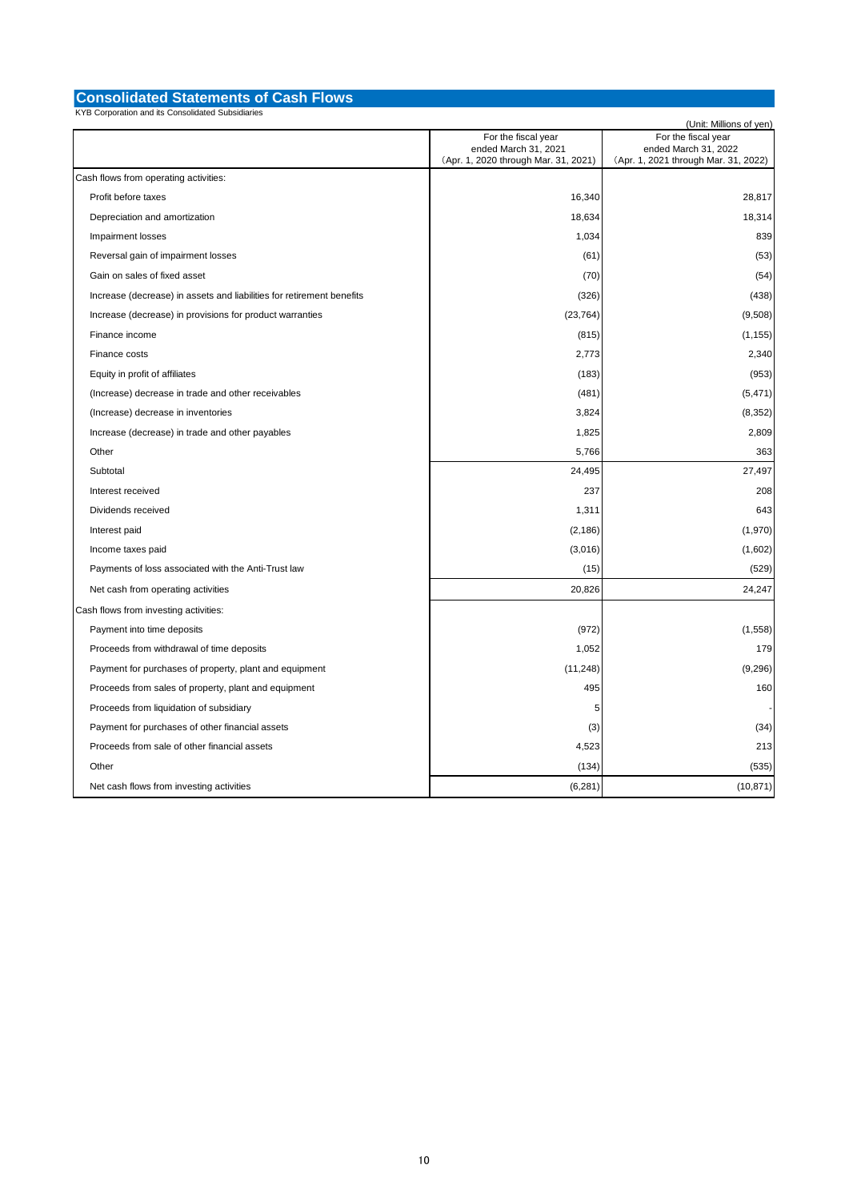## Consolidated Statements of Cash Flows

KYB Corporation and its Consolidated Subsidiaries

(Unit: Millions of yen)

| | For the fiscal year ended March 31, 2021 (Apr. 1, 2020 through Mar. 31, 2021) | For the fiscal year ended March 31, 2022 (Apr. 1, 2021 through Mar. 31, 2022) |
|---|---|---|
| Cash flows from operating activities: | | |
| Profit before taxes | 16,340 | 28,817 |
| Depreciation and amortization | 18,634 | 18,314 |
| Impairment losses | 1,034 | 839 |
| Reversal gain of impairment losses | (61) | (53) |
| Gain on sales of fixed asset | (70) | (54) |
| Increase (decrease) in assets and liabilities for retirement benefits | (326) | (438) |
| Increase (decrease) in provisions for product warranties | (23,764) | (9,508) |
| Finance income | (815) | (1,155) |
| Finance costs | 2,773 | 2,340 |
| Equity in profit of affiliates | (183) | (953) |
| (Increase) decrease in trade and other receivables | (481) | (5,471) |
| (Increase) decrease in inventories | 3,824 | (8,352) |
| Increase (decrease) in trade and other payables | 1,825 | 2,809 |
| Other | 5,766 | 363 |
| Subtotal | 24,495 | 27,497 |
| Interest received | 237 | 208 |
| Dividends received | 1,311 | 643 |
| Interest paid | (2,186) | (1,970) |
| Income taxes paid | (3,016) | (1,602) |
| Payments of loss associated with the Anti-Trust law | (15) | (529) |
| Net cash from operating activities | 20,826 | 24,247 |
| Cash flows from investing activities: | | |
| Payment into time deposits | (972) | (1,558) |
| Proceeds from withdrawal of time deposits | 1,052 | 179 |
| Payment for purchases of property, plant and equipment | (11,248) | (9,296) |
| Proceeds from sales of property, plant and equipment | 495 | 160 |
| Proceeds from liquidation of subsidiary | 5 | - |
| Payment for purchases of other financial assets | (3) | (34) |
| Proceeds from sale of other financial assets | 4,523 | 213 |
| Other | (134) | (535) |
| Net cash flows from investing activities | (6,281) | (10,871) |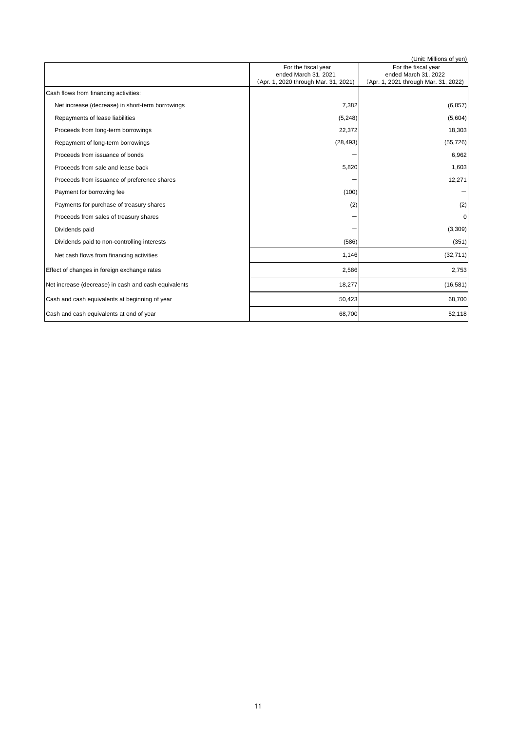(Unit: Millions of yen)

| | For the fiscal year ended March 31, 2021 (Apr. 1, 2020 through Mar. 31, 2021) | For the fiscal year ended March 31, 2022 (Apr. 1, 2021 through Mar. 31, 2022) |
|---|---|---|
| Cash flows from financing activities: | | |
| Net increase (decrease) in short-term borrowings | 7,382 | (6,857) |
| Repayments of lease liabilities | (5,248) | (5,604) |
| Proceeds from long-term borrowings | 22,372 | 18,303 |
| Repayment of long-term borrowings | (28,493) | (55,726) |
| Proceeds from issuance of bonds | — | 6,962 |
| Proceeds from sale and lease back | 5,820 | 1,603 |
| Proceeds from issuance of preference shares | — | 12,271 |
| Payment for borrowing fee | (100) | — |
| Payments for purchase of treasury shares | (2) | (2) |
| Proceeds from sales of treasury shares | — | 0 |
| Dividends paid | — | (3,309) |
| Dividends paid to non-controlling interests | (586) | (351) |
| Net cash flows from financing activities | 1,146 | (32,711) |
| Effect of changes in foreign exchange rates | 2,586 | 2,753 |
| Net increase (decrease) in cash and cash equivalents | 18,277 | (16,581) |
| Cash and cash equivalents at beginning of year | 50,423 | 68,700 |
| Cash and cash equivalents at end of year | 68,700 | 52,118 |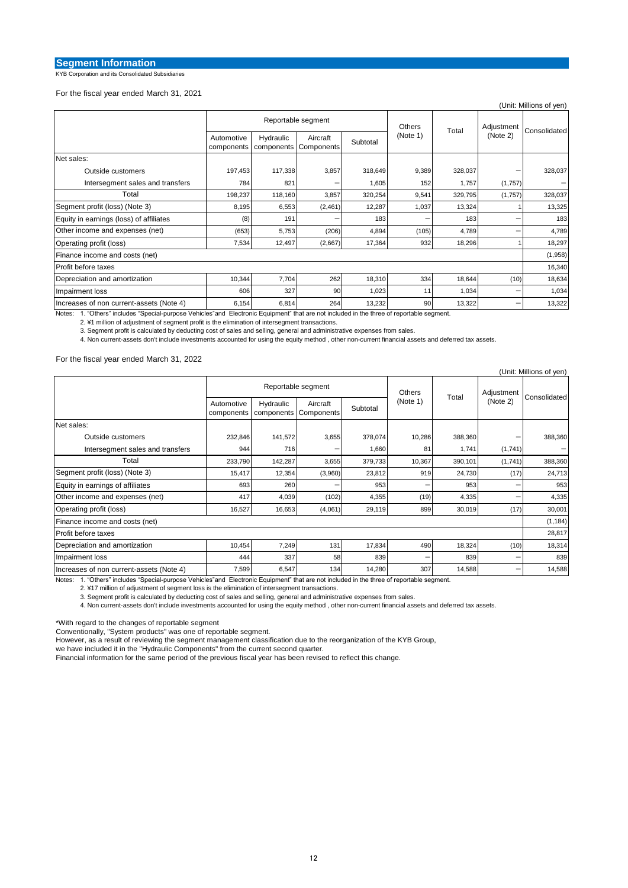## Segment Information

KYB Corporation and its Consolidated Subsidiaries

For the fiscal year ended March 31, 2021

(Unit: Millions of yen)

| | Reportable segment | | | | Others (Note 1) | Total | Adjustment (Note 2) | Consolidated |
|---|---|---|---|---|---|---|---|---|
| | Automotive components | Hydraulic components | Aircraft Components | Subtotal | | | | |
| Net sales: | | | | | | | | |
| Outside customers | 197,453 | 117,338 | 3,857 | 318,649 | 9,389 | 328,037 | − | 328,037 |
| Intersegment sales and transfers | 784 | 821 | − | 1,605 | 152 | 1,757 | (1,757) | − |
| Total | 198,237 | 118,160 | 3,857 | 320,254 | 9,541 | 329,795 | (1,757) | 328,037 |
| Segment profit (loss) (Note 3) | 8,195 | 6,553 | (2,461) | 12,287 | 1,037 | 13,324 | 1 | 13,325 |
| Equity in earnings (loss) of affiliates | (8) | 191 | − | 183 | − | 183 | − | 183 |
| Other income and expenses (net) | (653) | 5,753 | (206) | 4,894 | (105) | 4,789 | − | 4,789 |
| Operating profit (loss) | 7,534 | 12,497 | (2,667) | 17,364 | 932 | 18,296 | 1 | 18,297 |
| Finance income and costs (net) | | | | | | | | (1,958) |
| Profit before taxes | | | | | | | | 16,340 |
| Depreciation and amortization | 10,344 | 7,704 | 262 | 18,310 | 334 | 18,644 | (10) | 18,634 |
| Impairment loss | 606 | 327 | 90 | 1,023 | 11 | 1,034 | − | 1,034 |
| Increases of non current-assets (Note 4) | 6,154 | 6,814 | 264 | 13,232 | 90 | 13,322 | − | 13,322 |

Notes: 1. "Others" includes "Special-purpose Vehicles"and Electronic Equipment" that are not included in the three of reportable segment.
2. ¥1 million of adjustment of segment profit is the elimination of intersegment transactions.
3. Segment profit is calculated by deducting cost of sales and selling, general and administrative expenses from sales.
4. Non current-assets don't include investments accounted for using the equity method , other non-current financial assets and deferred tax assets.

For the fiscal year ended March 31, 2022

(Unit: Millions of yen)

| | Reportable segment | | | | Others (Note 1) | Total | Adjustment (Note 2) | Consolidated |
|---|---|---|---|---|---|---|---|---|
| | Automotive components | Hydraulic components | Aircraft Components | Subtotal | | | | |
| Net sales: | | | | | | | | |
| Outside customers | 232,846 | 141,572 | 3,655 | 378,074 | 10,286 | 388,360 | − | 388,360 |
| Intersegment sales and transfers | 944 | 716 | − | 1,660 | 81 | 1,741 | (1,741) | − |
| Total | 233,790 | 142,287 | 3,655 | 379,733 | 10,367 | 390,101 | (1,741) | 388,360 |
| Segment profit (loss) (Note 3) | 15,417 | 12,354 | (3,960) | 23,812 | 919 | 24,730 | (17) | 24,713 |
| Equity in earnings of affiliates | 693 | 260 | − | 953 | − | 953 | − | 953 |
| Other income and expenses (net) | 417 | 4,039 | (102) | 4,355 | (19) | 4,335 | − | 4,335 |
| Operating profit (loss) | 16,527 | 16,653 | (4,061) | 29,119 | 899 | 30,019 | (17) | 30,001 |
| Finance income and costs (net) | | | | | | | | (1,184) |
| Profit before taxes | | | | | | | | 28,817 |
| Depreciation and amortization | 10,454 | 7,249 | 131 | 17,834 | 490 | 18,324 | (10) | 18,314 |
| Impairment loss | 444 | 337 | 58 | 839 | − | 839 | − | 839 |
| Increases of non current-assets (Note 4) | 7,599 | 6,547 | 134 | 14,280 | 307 | 14,588 | − | 14,588 |

Notes: 1. "Others" includes "Special-purpose Vehicles"and Electronic Equipment" that are not included in the three of reportable segment.
2. ¥17 million of adjustment of segment loss is the elimination of intersegment transactions.
3. Segment profit is calculated by deducting cost of sales and selling, general and administrative expenses from sales.
4. Non current-assets don't include investments accounted for using the equity method , other non-current financial assets and deferred tax assets.

*With regard to the changes of reportable segment
Conventionally, "System products" was one of reportable segment.
However, as a result of reviewing the segment management classification due to the reorganization of the KYB Group,
we have included it in the "Hydraulic Components" from the current second quarter.
Financial information for the same period of the previous fiscal year has been revised to reflect this change.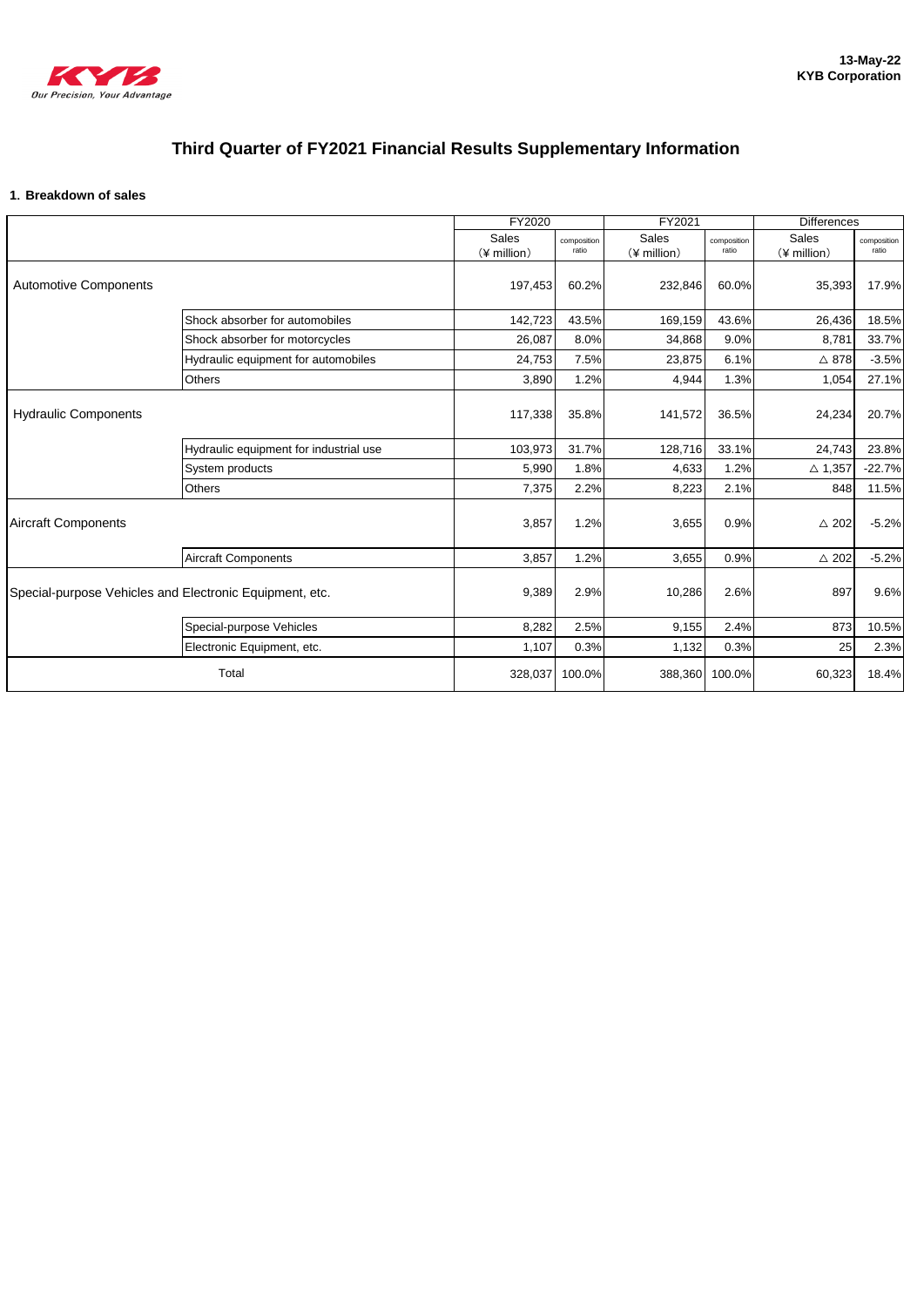13-May-22
**KYB Corporation**

Our Precision, Your Advantage

# Third Quarter of FY2021 Financial Results Supplementary Information

## 1. Breakdown of sales

| | | FY2020 | | FY2021 | | Differences | |
|---|---|---|---|---|---|---|---|
| | | Sales (¥ million) | composition ratio | Sales (¥ million) | composition ratio | Sales (¥ million) | composition ratio |
| Automotive Components | | 197,453 | 60.2% | 232,846 | 60.0% | 35,393 | 17.9% |
| | Shock absorber for automobiles | 142,723 | 43.5% | 169,159 | 43.6% | 26,436 | 18.5% |
| | Shock absorber for motorcycles | 26,087 | 8.0% | 34,868 | 9.0% | 8,781 | 33.7% |
| | Hydraulic equipment for automobiles | 24,753 | 7.5% | 23,875 | 6.1% | △ 878 | -3.5% |
| | Others | 3,890 | 1.2% | 4,944 | 1.3% | 1,054 | 27.1% |
| Hydraulic Components | | 117,338 | 35.8% | 141,572 | 36.5% | 24,234 | 20.7% |
| | Hydraulic equipment for industrial use | 103,973 | 31.7% | 128,716 | 33.1% | 24,743 | 23.8% |
| | System products | 5,990 | 1.8% | 4,633 | 1.2% | △ 1,357 | -22.7% |
| | Others | 7,375 | 2.2% | 8,223 | 2.1% | 848 | 11.5% |
| Aircraft Components | | 3,857 | 1.2% | 3,655 | 0.9% | △ 202 | -5.2% |
| | Aircraft Components | 3,857 | 1.2% | 3,655 | 0.9% | △ 202 | -5.2% |
| Special-purpose Vehicles and Electronic Equipment, etc. | | 9,389 | 2.9% | 10,286 | 2.6% | 897 | 9.6% |
| | Special-purpose Vehicles | 8,282 | 2.5% | 9,155 | 2.4% | 873 | 10.5% |
| | Electronic Equipment, etc. | 1,107 | 0.3% | 1,132 | 0.3% | 25 | 2.3% |
| Total | | 328,037 | 100.0% | 388,360 | 100.0% | 60,323 | 18.4% |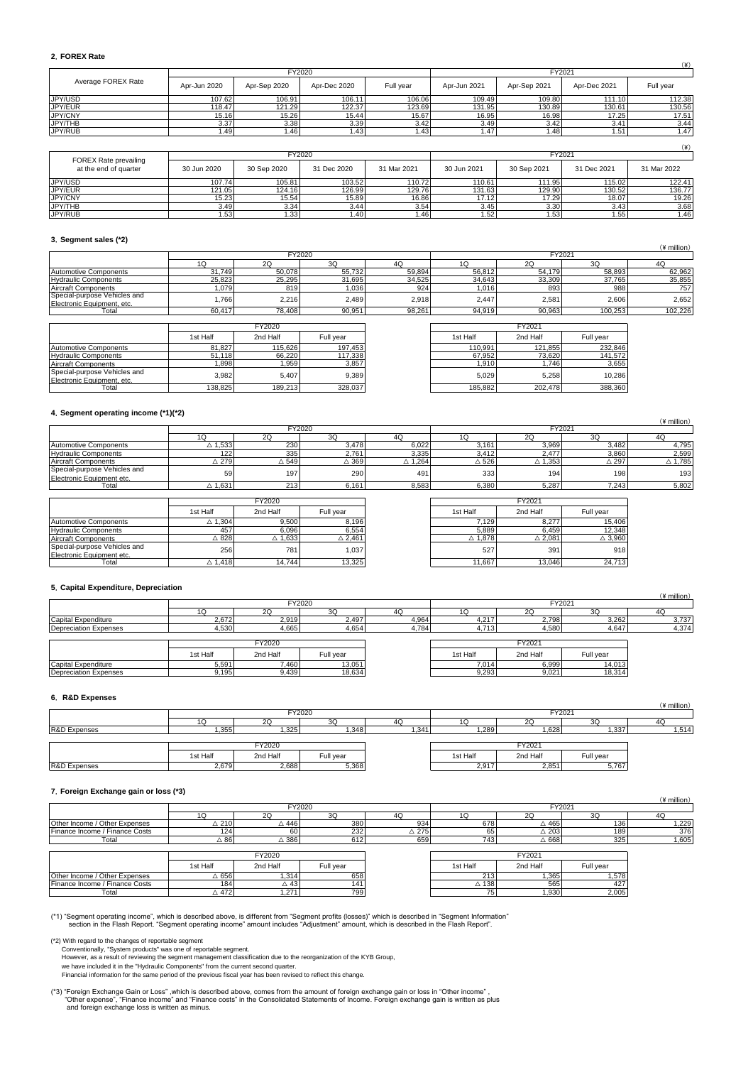## 2. FOREX Rate

(¥)

| Average FOREX Rate | FY2020 | | | | FY2021 | | | |
|---|---|---|---|---|---|---|---|---|
| | Apr-Jun 2020 | Apr-Sep 2020 | Apr-Dec 2020 | Full year | Apr-Jun 2021 | Apr-Sep 2021 | Apr-Dec 2021 | Full year |
| JPY/USD | 107.62 | 106.91 | 106.11 | 106.06 | 109.49 | 109.80 | 111.10 | 112.38 |
| JPY/EUR | 118.47 | 121.29 | 122.37 | 123.69 | 131.95 | 130.89 | 130.61 | 130.56 |
| JPY/CNY | 15.16 | 15.26 | 15.44 | 15.67 | 16.95 | 16.98 | 17.25 | 17.51 |
| JPY/THB | 3.37 | 3.38 | 3.39 | 3.42 | 3.49 | 3.42 | 3.41 | 3.44 |
| JPY/RUB | 1.49 | 1.46 | 1.43 | 1.43 | 1.47 | 1.48 | 1.51 | 1.47 |

(¥)

| FOREX Rate prevailing at the end of quarter | FY2020 | | | | FY2021 | | | |
|---|---|---|---|---|---|---|---|---|
| | 30 Jun 2020 | 30 Sep 2020 | 31 Dec 2020 | 31 Mar 2021 | 30 Jun 2021 | 30 Sep 2021 | 31 Dec 2021 | 31 Mar 2022 |
| JPY/USD | 107.74 | 105.81 | 103.52 | 110.72 | 110.61 | 111.95 | 115.02 | 122.41 |
| JPY/EUR | 121.05 | 124.16 | 126.99 | 129.76 | 131.63 | 129.90 | 130.52 | 136.77 |
| JPY/CNY | 15.23 | 15.54 | 15.89 | 16.86 | 17.12 | 17.29 | 18.07 | 19.26 |
| JPY/THB | 3.49 | 3.34 | 3.44 | 3.54 | 3.45 | 3.30 | 3.43 | 3.68 |
| JPY/RUB | 1.53 | 1.33 | 1.40 | 1.46 | 1.52 | 1.53 | 1.55 | 1.46 |

## 3. Segment sales (*2)

(¥ million)

| | FY2020 | | | | FY2021 | | | |
|---|---|---|---|---|---|---|---|---|
| | 1Q | 2Q | 3Q | 4Q | 1Q | 2Q | 3Q | 4Q |
| Automotive Components | 31,749 | 50,078 | 55,732 | 59,894 | 56,812 | 54,179 | 58,893 | 62,962 |
| Hydraulic Components | 25,823 | 25,295 | 31,695 | 34,525 | 34,643 | 33,309 | 37,765 | 35,855 |
| Aircraft Components | 1,079 | 819 | 1,036 | 924 | 1,016 | 893 | 988 | 757 |
| Special-purpose Vehicles and Electronic Equipment, etc. | 1,766 | 2,216 | 2,489 | 2,918 | 2,447 | 2,581 | 2,606 | 2,652 |
| Total | 60,417 | 78,408 | 90,951 | 98,261 | 94,919 | 90,963 | 100,253 | 102,226 |

| | FY2020 | | | FY2021 | | |
|---|---|---|---|---|---|---|
| | 1st Half | 2nd Half | Full year | 1st Half | 2nd Half | Full year |
| Automotive Components | 81,827 | 115,626 | 197,453 | 110,991 | 121,855 | 232,846 |
| Hydraulic Components | 51,118 | 66,220 | 117,338 | 67,952 | 73,620 | 141,572 |
| Aircraft Components | 1,898 | 1,959 | 3,857 | 1,910 | 1,746 | 3,655 |
| Special-purpose Vehicles and Electronic Equipment, etc. | 3,982 | 5,407 | 9,389 | 5,029 | 5,258 | 10,286 |
| Total | 138,825 | 189,213 | 328,037 | 185,882 | 202,478 | 388,360 |

## 4. Segment operating income (*1)(*2)

(¥ million)

| | FY2020 | | | | FY2021 | | | |
|---|---|---|---|---|---|---|---|---|
| | 1Q | 2Q | 3Q | 4Q | 1Q | 2Q | 3Q | 4Q |
| Automotive Components | △ 1,533 | 230 | 3,478 | 6,022 | 3,161 | 3,969 | 3,482 | 4,795 |
| Hydraulic Components | 122 | 335 | 2,761 | 3,335 | 3,412 | 2,477 | 3,860 | 2,599 |
| Aircraft Components | △ 279 | △ 549 | △ 369 | △ 1,264 | △ 526 | △ 1,353 | △ 297 | △ 1,785 |
| Special-purpose Vehicles and Electronic Equipment etc. | 59 | 197 | 290 | 491 | 333 | 194 | 198 | 193 |
| Total | △ 1,631 | 213 | 6,161 | 8,583 | 6,380 | 5,287 | 7,243 | 5,802 |

| | FY2020 | | | FY2021 | | |
|---|---|---|---|---|---|---|
| | 1st Half | 2nd Half | Full year | 1st Half | 2nd Half | Full year |
| Automotive Components | △ 1,304 | 9,500 | 8,196 | 7,129 | 8,277 | 15,406 |
| Hydraulic Components | 457 | 6,096 | 6,554 | 5,889 | 6,459 | 12,348 |
| Aircraft Components | △ 828 | △ 1,633 | △ 2,461 | △ 1,878 | △ 2,081 | △ 3,960 |
| Special-purpose Vehicles and Electronic Equipment etc. | 256 | 781 | 1,037 | 527 | 391 | 918 |
| Total | △ 1,418 | 14,744 | 13,325 | 11,667 | 13,046 | 24,713 |

## 5. Capital Expenditure, Depreciation

(¥ million)

| | FY2020 | | | | FY2021 | | | |
|---|---|---|---|---|---|---|---|---|
| | 1Q | 2Q | 3Q | 4Q | 1Q | 2Q | 3Q | 4Q |
| Capital Expenditure | 2,672 | 2,919 | 2,497 | 4,964 | 4,217 | 2,798 | 3,262 | 3,737 |
| Depreciation Expenses | 4,530 | 4,665 | 4,654 | 4,784 | 4,713 | 4,580 | 4,647 | 4,374 |

| | FY2020 | | | FY2021 | | |
|---|---|---|---|---|---|---|
| | 1st Half | 2nd Half | Full year | 1st Half | 2nd Half | Full year |
| Capital Expenditure | 5,591 | 7,460 | 13,051 | 7,014 | 6,999 | 14,013 |
| Depreciation Expenses | 9,195 | 9,439 | 18,634 | 9,293 | 9,021 | 18,314 |

## 6. R&D Expenses

(¥ million)

| | FY2020 | | | | FY2021 | | | |
|---|---|---|---|---|---|---|---|---|
| | 1Q | 2Q | 3Q | 4Q | 1Q | 2Q | 3Q | 4Q |
| R&D Expenses | 1,355 | 1,325 | 1,348 | 1,341 | 1,289 | 1,628 | 1,337 | 1,514 |

| | FY2020 | | | FY2021 | | |
|---|---|---|---|---|---|---|
| | 1st Half | 2nd Half | Full year | 1st Half | 2nd Half | Full year |
| R&D Expenses | 2,679 | 2,688 | 5,368 | 2,917 | 2,851 | 5,767 |

## 7. Foreign Exchange gain or loss (*3)

(¥ million)

| | FY2020 | | | | FY2021 | | | |
|---|---|---|---|---|---|---|---|---|
| | 1Q | 2Q | 3Q | 4Q | 1Q | 2Q | 3Q | 4Q |
| Other Income / Other Expenses | △ 210 | △ 446 | 380 | 934 | 678 | △ 465 | 136 | 1,229 |
| Finance Income / Finance Costs | 124 | 60 | 232 | △ 275 | 65 | △ 203 | 189 | 376 |
| Total | △ 86 | △ 386 | 612 | 659 | 743 | △ 668 | 325 | 1,605 |

| | FY2020 | | | FY2021 | | |
|---|---|---|---|---|---|---|
| | 1st Half | 2nd Half | Full year | 1st Half | 2nd Half | Full year |
| Other Income / Other Expenses | △ 656 | 1,314 | 658 | 213 | 1,365 | 1,578 |
| Finance Income / Finance Costs | 184 | △ 43 | 141 | △ 138 | 565 | 427 |
| Total | △ 472 | 1,271 | 799 | 75 | 1,930 | 2,005 |

(*1) "Segment operating income", which is described above, is different from "Segment profits (losses)" which is described in "Segment Information" section in the Flash Report. "Segment operating income" amount includes "Adjustment" amount, which is described in the Flash Report".

(*2) With regard to the changes of reportable segment
Conventionally, "System products" was one of reportable segment.
However, as a result of reviewing the segment management classification due to the reorganization of the KYB Group,
we have included it in the "Hydraulic Components" from the current second quarter.
Financial information for the same period of the previous fiscal year has been revised to reflect this change.

(*3) "Foreign Exchange Gain or Loss" ,which is described above, comes from the amount of foreign exchange gain or loss in "Other income" , "Other expense", "Finance income" and "Finance costs" in the Consolidated Statements of Income. Foreign exchange gain is written as plus and foreign exchange loss is written as minus.